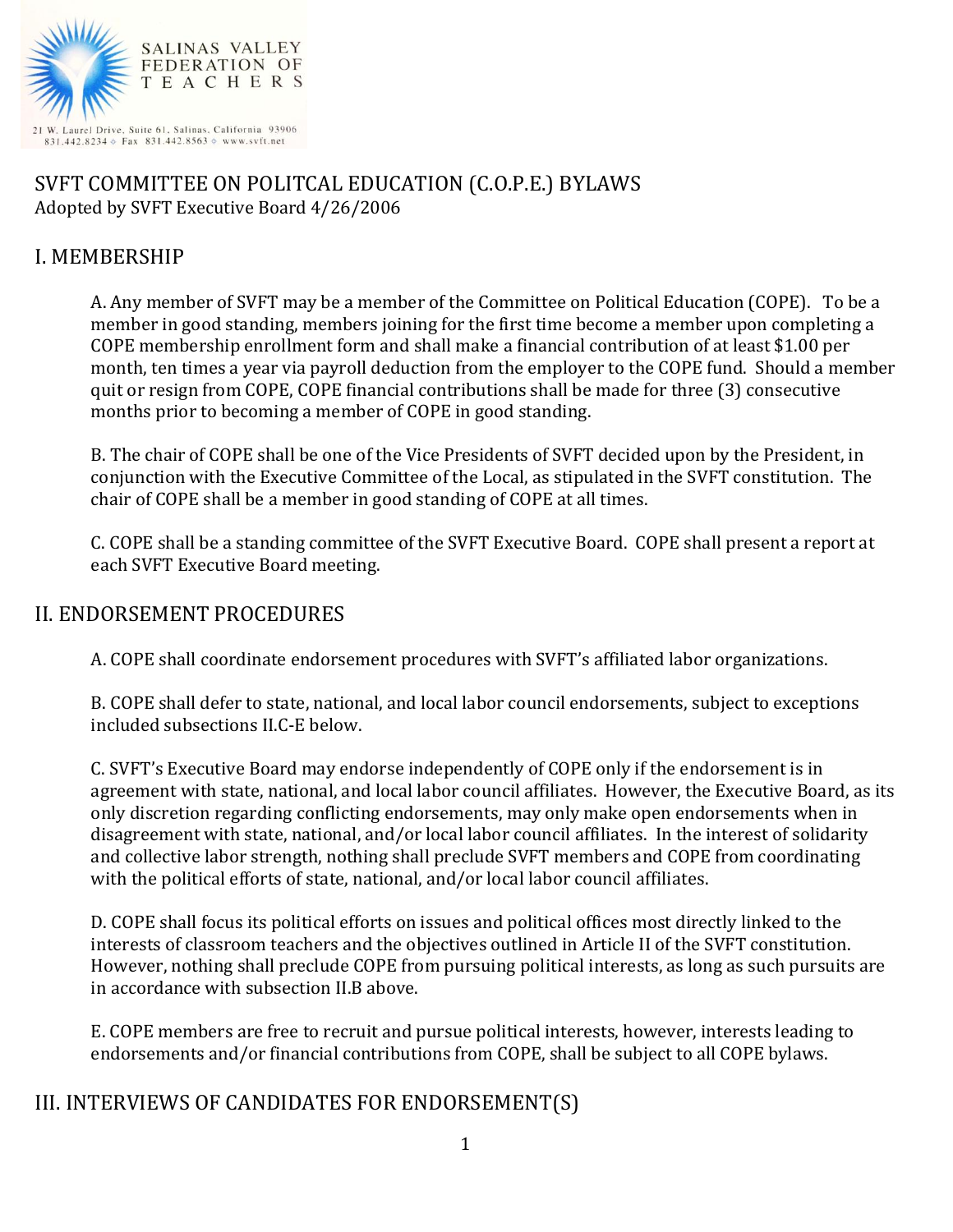SALINAS VALLEY FEDERATION OF TEACHERS

21 W. Laurel Drive, Suite 61, Salinas, California 93906
831.442.8234 ◇ Fax 831.442.8563 ◇ www.svft.net

# SVFT COMMITTEE ON POLITCAL EDUCATION (C.O.P.E.) BYLAWS

Adopted by SVFT Executive Board 4/26/2006

## I. MEMBERSHIP

A. Any member of SVFT may be a member of the Committee on Political Education (COPE). To be a member in good standing, members joining for the first time become a member upon completing a COPE membership enrollment form and shall make a financial contribution of at least $1.00 per month, ten times a year via payroll deduction from the employer to the COPE fund. Should a member quit or resign from COPE, COPE financial contributions shall be made for three (3) consecutive months prior to becoming a member of COPE in good standing.

B. The chair of COPE shall be one of the Vice Presidents of SVFT decided upon by the President, in conjunction with the Executive Committee of the Local, as stipulated in the SVFT constitution. The chair of COPE shall be a member in good standing of COPE at all times.

C. COPE shall be a standing committee of the SVFT Executive Board. COPE shall present a report at each SVFT Executive Board meeting.

## II. ENDORSEMENT PROCEDURES

A. COPE shall coordinate endorsement procedures with SVFT's affiliated labor organizations.

B. COPE shall defer to state, national, and local labor council endorsements, subject to exceptions included subsections II.C-E below.

C. SVFT's Executive Board may endorse independently of COPE only if the endorsement is in agreement with state, national, and local labor council affiliates. However, the Executive Board, as its only discretion regarding conflicting endorsements, may only make open endorsements when in disagreement with state, national, and/or local labor council affiliates. In the interest of solidarity and collective labor strength, nothing shall preclude SVFT members and COPE from coordinating with the political efforts of state, national, and/or local labor council affiliates.

D. COPE shall focus its political efforts on issues and political offices most directly linked to the interests of classroom teachers and the objectives outlined in Article II of the SVFT constitution. However, nothing shall preclude COPE from pursuing political interests, as long as such pursuits are in accordance with subsection II.B above.

E. COPE members are free to recruit and pursue political interests, however, interests leading to endorsements and/or financial contributions from COPE, shall be subject to all COPE bylaws.

## III. INTERVIEWS OF CANDIDATES FOR ENDORSEMENT(S)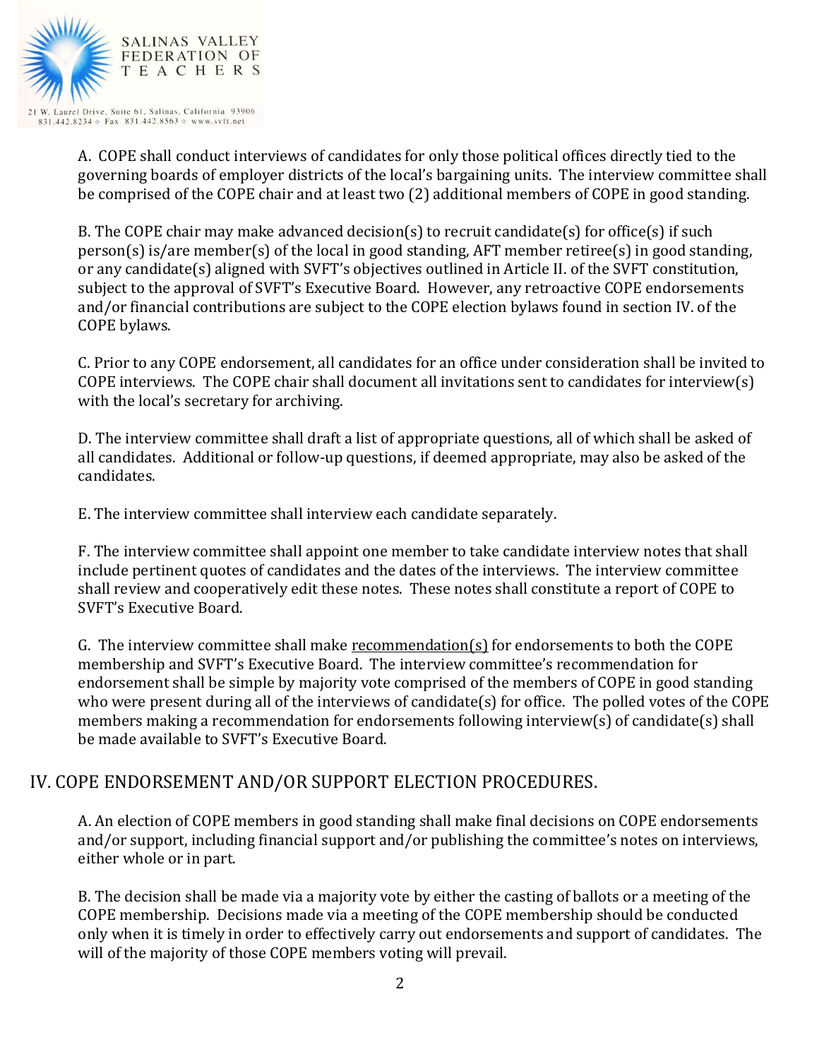A. COPE shall conduct interviews of candidates for only those political offices directly tied to the governing boards of employer districts of the local's bargaining units. The interview committee shall be comprised of the COPE chair and at least two (2) additional members of COPE in good standing.

B. The COPE chair may make advanced decision(s) to recruit candidate(s) for office(s) if such person(s) is/are member(s) of the local in good standing, AFT member retiree(s) in good standing, or any candidate(s) aligned with SVFT's objectives outlined in Article II. of the SVFT constitution, subject to the approval of SVFT's Executive Board. However, any retroactive COPE endorsements and/or financial contributions are subject to the COPE election bylaws found in section IV. of the COPE bylaws.

C. Prior to any COPE endorsement, all candidates for an office under consideration shall be invited to COPE interviews. The COPE chair shall document all invitations sent to candidates for interview(s) with the local's secretary for archiving.

D. The interview committee shall draft a list of appropriate questions, all of which shall be asked of all candidates. Additional or follow-up questions, if deemed appropriate, may also be asked of the candidates.

E. The interview committee shall interview each candidate separately.

F. The interview committee shall appoint one member to take candidate interview notes that shall include pertinent quotes of candidates and the dates of the interviews. The interview committee shall review and cooperatively edit these notes. These notes shall constitute a report of COPE to SVFT's Executive Board.

G. The interview committee shall make <u>recommendation(s)</u> for endorsements to both the COPE membership and SVFT's Executive Board. The interview committee's recommendation for endorsement shall be simple by majority vote comprised of the members of COPE in good standing who were present during all of the interviews of candidate(s) for office. The polled votes of the COPE members making a recommendation for endorsements following interview(s) of candidate(s) shall be made available to SVFT's Executive Board.

## IV. COPE ENDORSEMENT AND/OR SUPPORT ELECTION PROCEDURES.

A. An election of COPE members in good standing shall make final decisions on COPE endorsements and/or support, including financial support and/or publishing the committee's notes on interviews, either whole or in part.

B. The decision shall be made via a majority vote by either the casting of ballots or a meeting of the COPE membership. Decisions made via a meeting of the COPE membership should be conducted only when it is timely in order to effectively carry out endorsements and support of candidates. The will of the majority of those COPE members voting will prevail.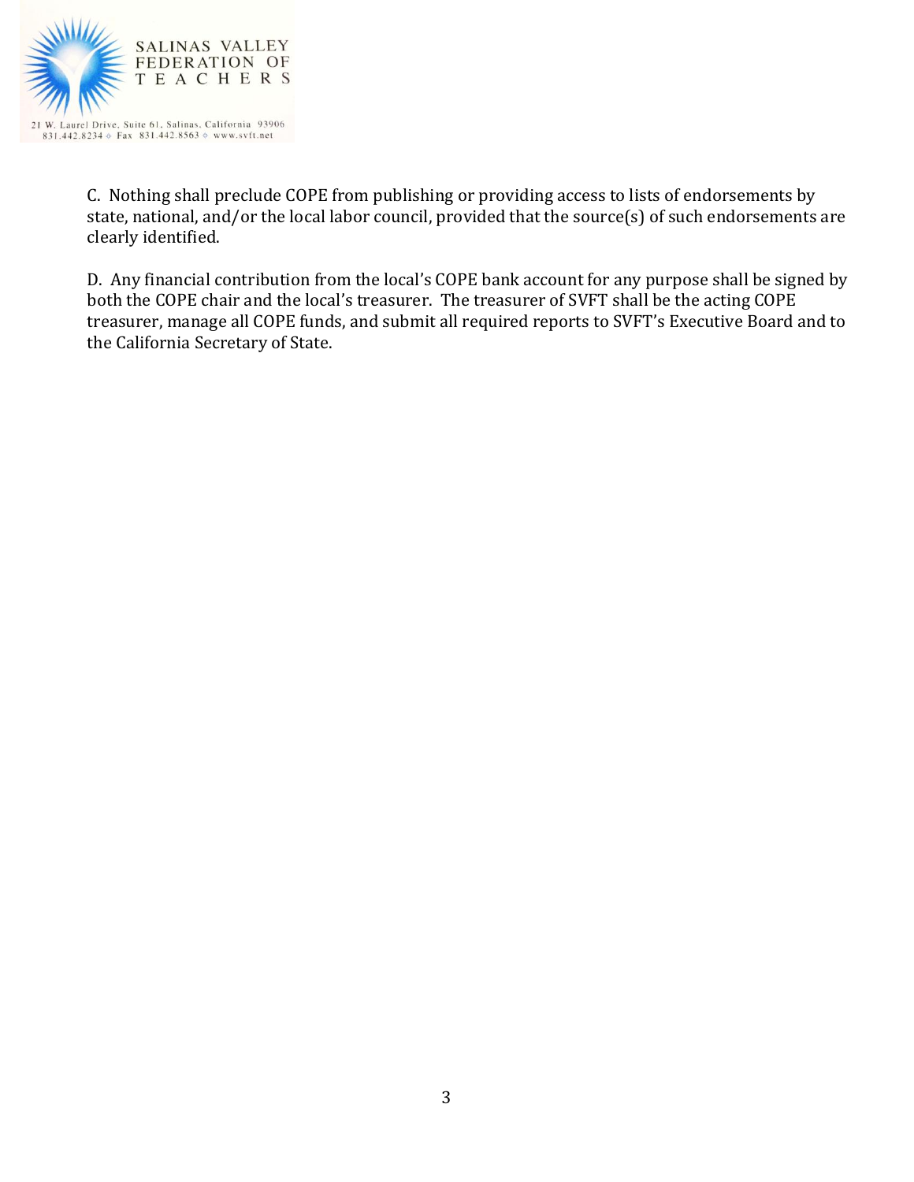C. Nothing shall preclude COPE from publishing or providing access to lists of endorsements by state, national, and/or the local labor council, provided that the source(s) of such endorsements are clearly identified.

D. Any financial contribution from the local's COPE bank account for any purpose shall be signed by both the COPE chair and the local's treasurer. The treasurer of SVFT shall be the acting COPE treasurer, manage all COPE funds, and submit all required reports to SVFT's Executive Board and to the California Secretary of State.